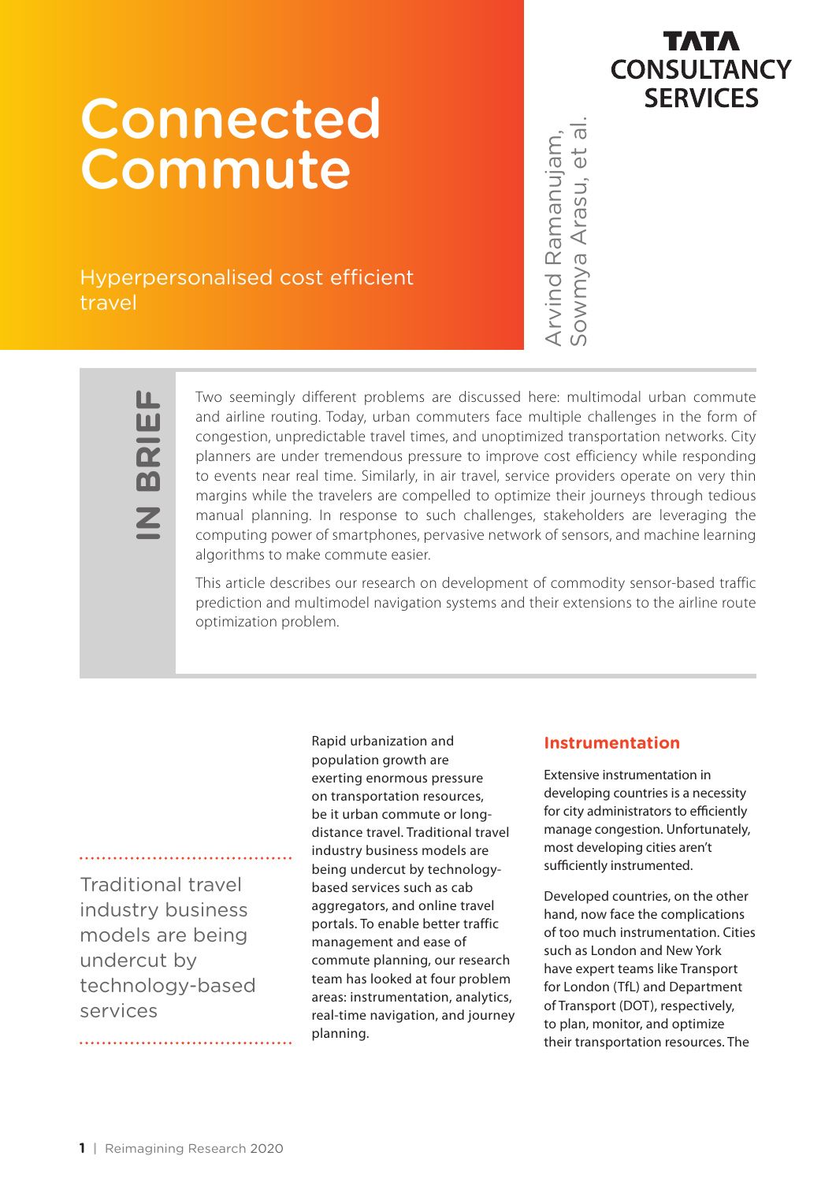# Connected Commute

Hyperpersonalised cost efficient travel

Arvind Ramanujam, Sowmya Arasu, et al.

TATA CONSULTANCY SERVICES

## IN BRIEF

Two seemingly different problems are discussed here: multimodal urban commute and airline routing. Today, urban commuters face multiple challenges in the form of congestion, unpredictable travel times, and unoptimized transportation networks. City planners are under tremendous pressure to improve cost efficiency while responding to events near real time. Similarly, in air travel, service providers operate on very thin margins while the travelers are compelled to optimize their journeys through tedious manual planning. In response to such challenges, stakeholders are leveraging the computing power of smartphones, pervasive network of sensors, and machine learning algorithms to make commute easier.

This article describes our research on development of commodity sensor-based traffic prediction and multimodel navigation systems and their extensions to the airline route optimization problem.

> Traditional travel industry business models are being undercut by technology-based services

Rapid urbanization and population growth are exerting enormous pressure on transportation resources, be it urban commute or long-distance travel. Traditional travel industry business models are being undercut by technology-based services such as cab aggregators, and online travel portals. To enable better traffic management and ease of commute planning, our research team has looked at four problem areas: instrumentation, analytics, real-time navigation, and journey planning.

### Instrumentation

Extensive instrumentation in developing countries is a necessity for city administrators to efficiently manage congestion. Unfortunately, most developing cities aren't sufficiently instrumented.

Developed countries, on the other hand, now face the complications of too much instrumentation. Cities such as London and New York have expert teams like Transport for London (TfL) and Department of Transport (DOT), respectively, to plan, monitor, and optimize their transportation resources. The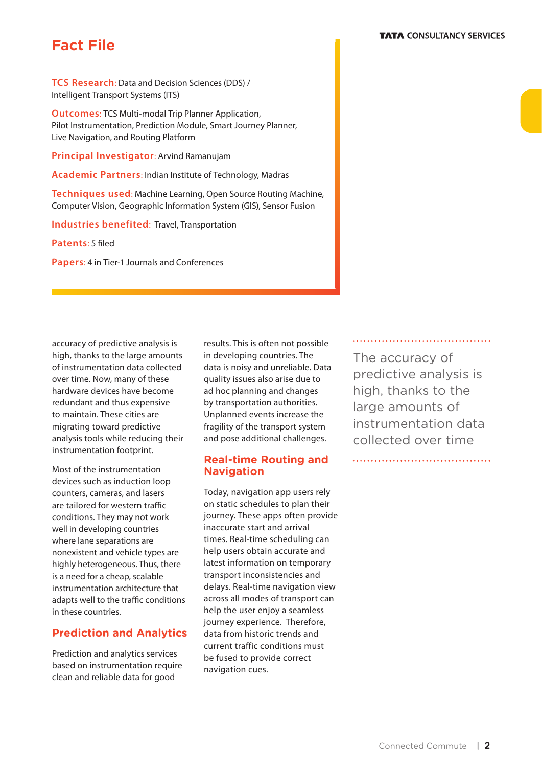## Fact File

**TCS Research:** Data and Decision Sciences (DDS) / Intelligent Transport Systems (ITS)

**Outcomes:** TCS Multi-modal Trip Planner Application, Pilot Instrumentation, Prediction Module, Smart Journey Planner, Live Navigation, and Routing Platform

**Principal Investigator:** Arvind Ramanujam

**Academic Partners:** Indian Institute of Technology, Madras

**Techniques used:** Machine Learning, Open Source Routing Machine, Computer Vision, Geographic Information System (GIS), Sensor Fusion

**Industries benefited:** Travel, Transportation

**Patents:** 5 filed

**Papers:** 4 in Tier-1 Journals and Conferences

accuracy of predictive analysis is high, thanks to the large amounts of instrumentation data collected over time. Now, many of these hardware devices have become redundant and thus expensive to maintain. These cities are migrating toward predictive analysis tools while reducing their instrumentation footprint.

Most of the instrumentation devices such as induction loop counters, cameras, and lasers are tailored for western traffic conditions. They may not work well in developing countries where lane separations are nonexistent and vehicle types are highly heterogeneous. Thus, there is a need for a cheap, scalable instrumentation architecture that adapts well to the traffic conditions in these countries.

### Prediction and Analytics

Prediction and analytics services based on instrumentation require clean and reliable data for good results. This is often not possible in developing countries. The data is noisy and unreliable. Data quality issues also arise due to ad hoc planning and changes by transportation authorities. Unplanned events increase the fragility of the transport system and pose additional challenges.

### Real-time Routing and Navigation

Today, navigation app users rely on static schedules to plan their journey. These apps often provide inaccurate start and arrival times. Real-time scheduling can help users obtain accurate and latest information on temporary transport inconsistencies and delays. Real-time navigation view across all modes of transport can help the user enjoy a seamless journey experience. Therefore, data from historic trends and current traffic conditions must be fused to provide correct navigation cues.

> The accuracy of predictive analysis is high, thanks to the large amounts of instrumentation data collected over time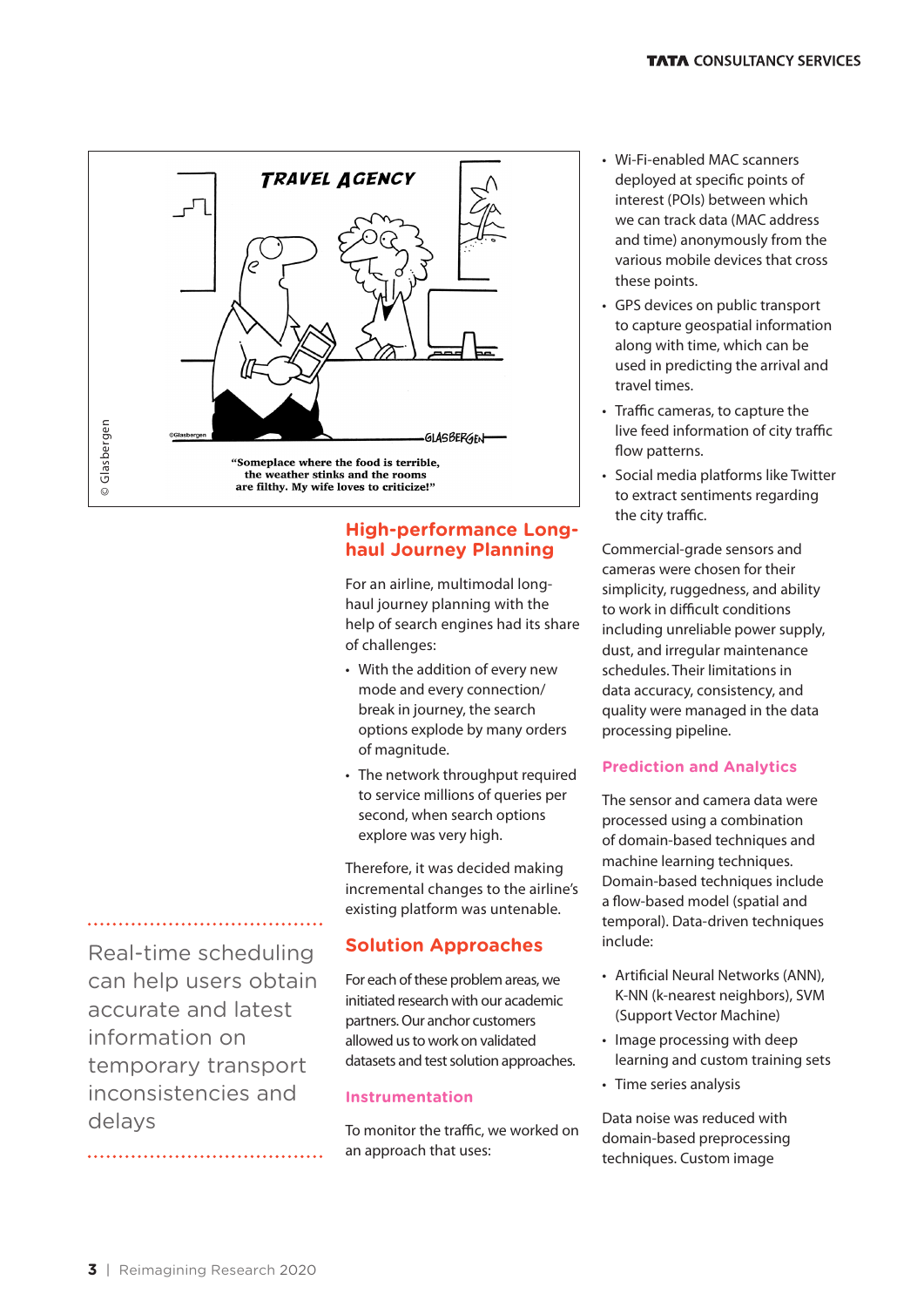“Someplace where the food is terrible, the weather stinks and the rooms are filthy. My wife loves to criticize!”

© Glasbergen

## High-performance Long-haul Journey Planning

For an airline, multimodal long-haul journey planning with the help of search engines had its share of challenges:

- With the addition of every new mode and every connection/break in journey, the search options explode by many orders of magnitude.
- The network throughput required to service millions of queries per second, when search options explore was very high.

Therefore, it was decided making incremental changes to the airline's existing platform was untenable.

## Solution Approaches

For each of these problem areas, we initiated research with our academic partners. Our anchor customers allowed us to work on validated datasets and test solution approaches.

### Instrumentation

To monitor the traffic, we worked on an approach that uses:

- Wi-Fi-enabled MAC scanners deployed at specific points of interest (POIs) between which we can track data (MAC address and time) anonymously from the various mobile devices that cross these points.
- GPS devices on public transport to capture geospatial information along with time, which can be used in predicting the arrival and travel times.
- Traffic cameras, to capture the live feed information of city traffic flow patterns.
- Social media platforms like Twitter to extract sentiments regarding the city traffic.

Commercial-grade sensors and cameras were chosen for their simplicity, ruggedness, and ability to work in difficult conditions including unreliable power supply, dust, and irregular maintenance schedules. Their limitations in data accuracy, consistency, and quality were managed in the data processing pipeline.

### Prediction and Analytics

The sensor and camera data were processed using a combination of domain-based techniques and machine learning techniques. Domain-based techniques include a flow-based model (spatial and temporal). Data-driven techniques include:

- Artificial Neural Networks (ANN), K-NN (k-nearest neighbors), SVM (Support Vector Machine)
- Image processing with deep learning and custom training sets
- Time series analysis

Data noise was reduced with domain-based preprocessing techniques. Custom image

> Real-time scheduling can help users obtain accurate and latest information on temporary transport inconsistencies and delays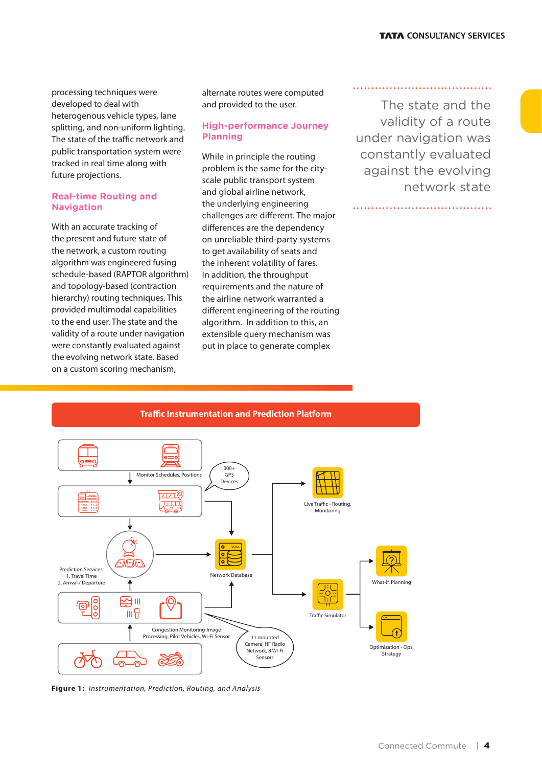processing techniques were developed to deal with heterogenous vehicle types, lane splitting, and non-uniform lighting. The state of the traffic network and public transportation system were tracked in real time along with future projections.

## Real-time Routing and Navigation

With an accurate tracking of the present and future state of the network, a custom routing algorithm was engineered fusing schedule-based (RAPTOR algorithm) and topology-based (contraction hierarchy) routing techniques. This provided multimodal capabilities to the end user. The state and the validity of a route under navigation were constantly evaluated against the evolving network state. Based on a custom scoring mechanism, alternate routes were computed and provided to the user.

## High-performance Journey Planning

While in principle the routing problem is the same for the city-scale public transport system and global airline network, the underlying engineering challenges are different. The major differences are the dependency on unreliable third-party systems to get availability of seats and the inherent volatility of fares. In addition, the throughput requirements and the nature of the airline network warranted a different engineering of the routing algorithm. In addition to this, an extensible query mechanism was put in place to generate complex

> The state and the validity of a route under navigation was constantly evaluated against the evolving network state

**Traffic Instrumentation and Prediction Platform**

Monitor Schedules, Positions

300+ GPS Devices

Prediction Services:
1. Travel Time
2. Arrival / Departure

Network Database

Live Traffic - Routing, Monitoring

Traffic Simulator

What-if, Planning

Optimization - Ops, Strategy

Congestion Monitoring-Image Processing, Pilot Vehicles, Wi-Fi Sensor

11 mounted Camera, HF Radio Network, 8 Wi-Fi Sensors

**Figure 1:** *Instrumentation, Prediction, Routing, and Analysis*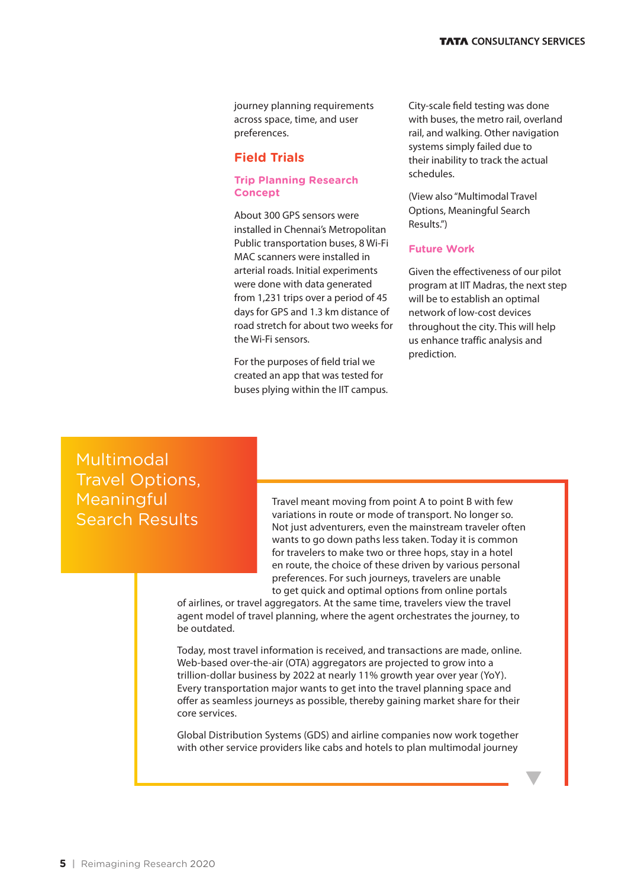journey planning requirements across space, time, and user preferences.

## Field Trials

### Trip Planning Research Concept

About 300 GPS sensors were installed in Chennai's Metropolitan Public transportation buses, 8 Wi-Fi MAC scanners were installed in arterial roads. Initial experiments were done with data generated from 1,231 trips over a period of 45 days for GPS and 1.3 km distance of road stretch for about two weeks for the Wi-Fi sensors.

For the purposes of field trial we created an app that was tested for buses plying within the IIT campus.

City-scale field testing was done with buses, the metro rail, overland rail, and walking. Other navigation systems simply failed due to their inability to track the actual schedules.

(View also "Multimodal Travel Options, Meaningful Search Results.")

### Future Work

Given the effectiveness of our pilot program at IIT Madras, the next step will be to establish an optimal network of low-cost devices throughout the city. This will help us enhance traffic analysis and prediction.

## Multimodal Travel Options, Meaningful Search Results

Travel meant moving from point A to point B with few variations in route or mode of transport. No longer so. Not just adventurers, even the mainstream traveler often wants to go down paths less taken. Today it is common for travelers to make two or three hops, stay in a hotel en route, the choice of these driven by various personal preferences. For such journeys, travelers are unable to get quick and optimal options from online portals of airlines, or travel aggregators. At the same time, travelers view the travel agent model of travel planning, where the agent orchestrates the journey, to be outdated.

Today, most travel information is received, and transactions are made, online. Web-based over-the-air (OTA) aggregators are projected to grow into a trillion-dollar business by 2022 at nearly 11% growth year over year (YoY). Every transportation major wants to get into the travel planning space and offer as seamless journeys as possible, thereby gaining market share for their core services.

Global Distribution Systems (GDS) and airline companies now work together with other service providers like cabs and hotels to plan multimodal journey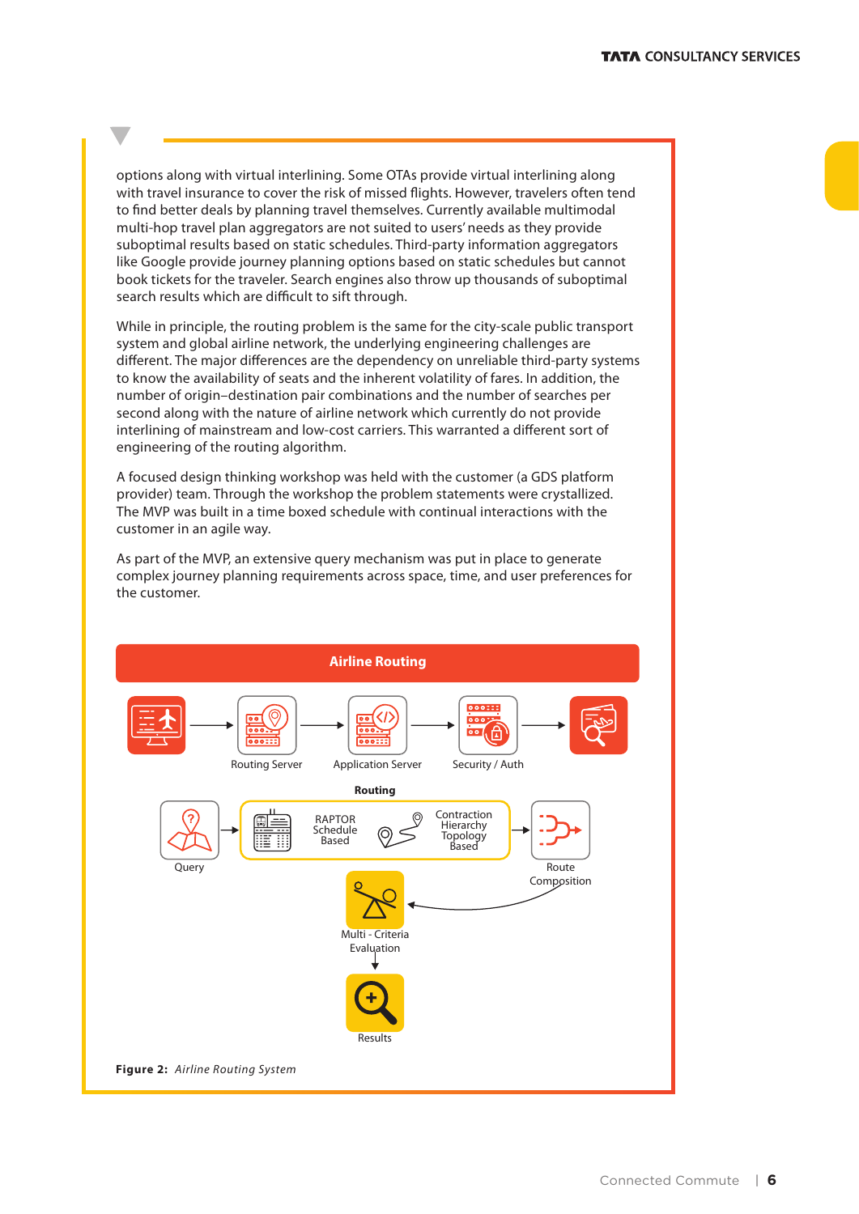options along with virtual interlining. Some OTAs provide virtual interlining along with travel insurance to cover the risk of missed flights. However, travelers often tend to find better deals by planning travel themselves. Currently available multimodal multi-hop travel plan aggregators are not suited to users' needs as they provide suboptimal results based on static schedules. Third-party information aggregators like Google provide journey planning options based on static schedules but cannot book tickets for the traveler. Search engines also throw up thousands of suboptimal search results which are difficult to sift through.

While in principle, the routing problem is the same for the city-scale public transport system and global airline network, the underlying engineering challenges are different. The major differences are the dependency on unreliable third-party systems to know the availability of seats and the inherent volatility of fares. In addition, the number of origin–destination pair combinations and the number of searches per second along with the nature of airline network which currently do not provide interlining of mainstream and low-cost carriers. This warranted a different sort of engineering of the routing algorithm.

A focused design thinking workshop was held with the customer (a GDS platform provider) team. Through the workshop the problem statements were crystallized. The MVP was built in a time boxed schedule with continual interactions with the customer in an agile way.

As part of the MVP, an extensive query mechanism was put in place to generate complex journey planning requirements across space, time, and user preferences for the customer.

**Airline Routing**

Routing Server → Application Server → Security / Auth

**Routing**

Query → RAPTOR Schedule Based | Contraction Hierarchy Topology Based → Route Composition → Multi - Criteria Evaluation → Results

**Figure 2:** *Airline Routing System*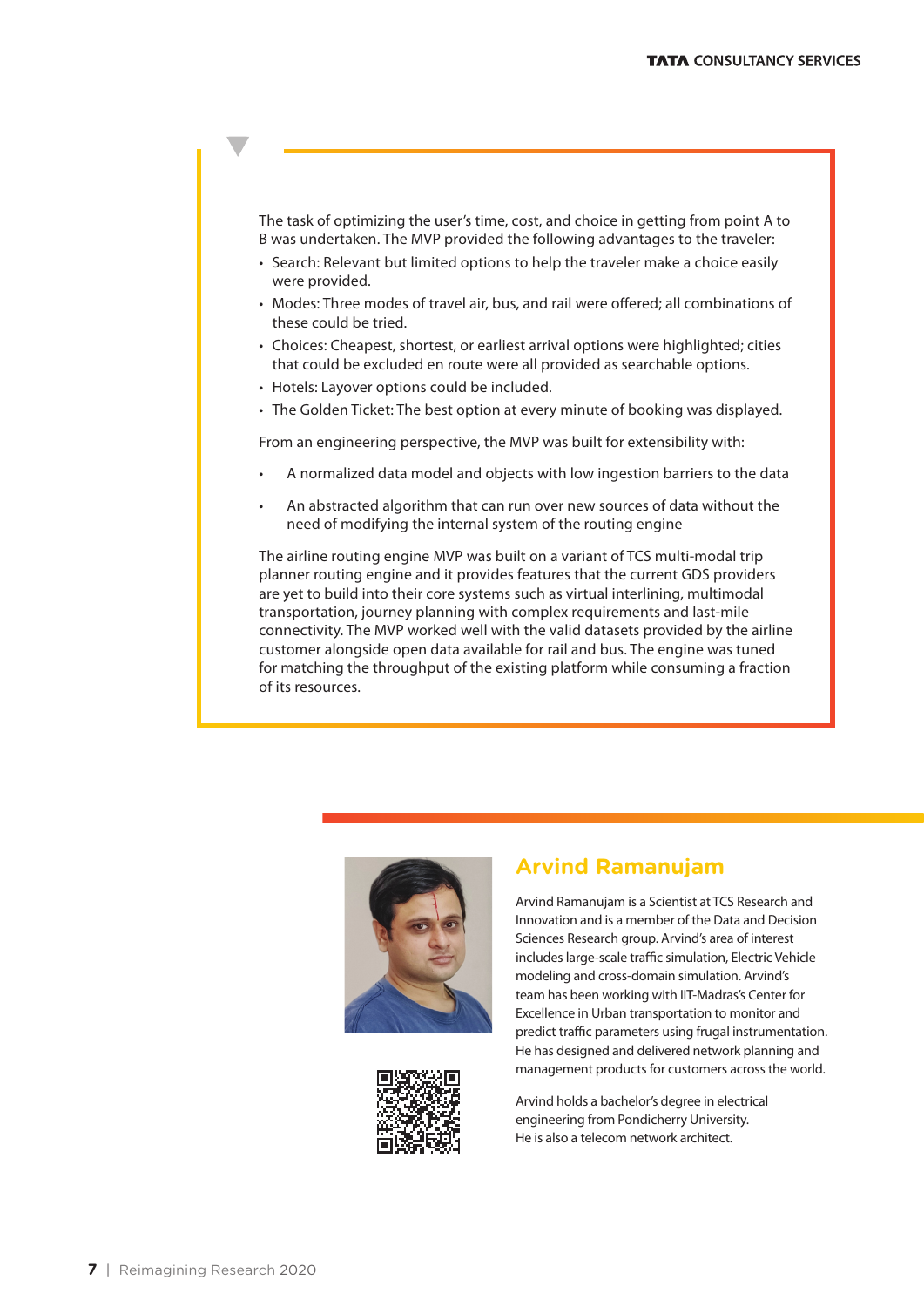The task of optimizing the user's time, cost, and choice in getting from point A to B was undertaken. The MVP provided the following advantages to the traveler:

- Search: Relevant but limited options to help the traveler make a choice easily were provided.
- Modes: Three modes of travel air, bus, and rail were offered; all combinations of these could be tried.
- Choices: Cheapest, shortest, or earliest arrival options were highlighted; cities that could be excluded en route were all provided as searchable options.
- Hotels: Layover options could be included.
- The Golden Ticket: The best option at every minute of booking was displayed.

From an engineering perspective, the MVP was built for extensibility with:

- A normalized data model and objects with low ingestion barriers to the data
- An abstracted algorithm that can run over new sources of data without the need of modifying the internal system of the routing engine

The airline routing engine MVP was built on a variant of TCS multi-modal trip planner routing engine and it provides features that the current GDS providers are yet to build into their core systems such as virtual interlining, multimodal transportation, journey planning with complex requirements and last-mile connectivity. The MVP worked well with the valid datasets provided by the airline customer alongside open data available for rail and bus. The engine was tuned for matching the throughput of the existing platform while consuming a fraction of its resources.

## Arvind Ramanujam

Arvind Ramanujam is a Scientist at TCS Research and Innovation and is a member of the Data and Decision Sciences Research group. Arvind's area of interest includes large-scale traffic simulation, Electric Vehicle modeling and cross-domain simulation. Arvind's team has been working with IIT-Madras's Center for Excellence in Urban transportation to monitor and predict traffic parameters using frugal instrumentation. He has designed and delivered network planning and management products for customers across the world.

Arvind holds a bachelor's degree in electrical engineering from Pondicherry University. He is also a telecom network architect.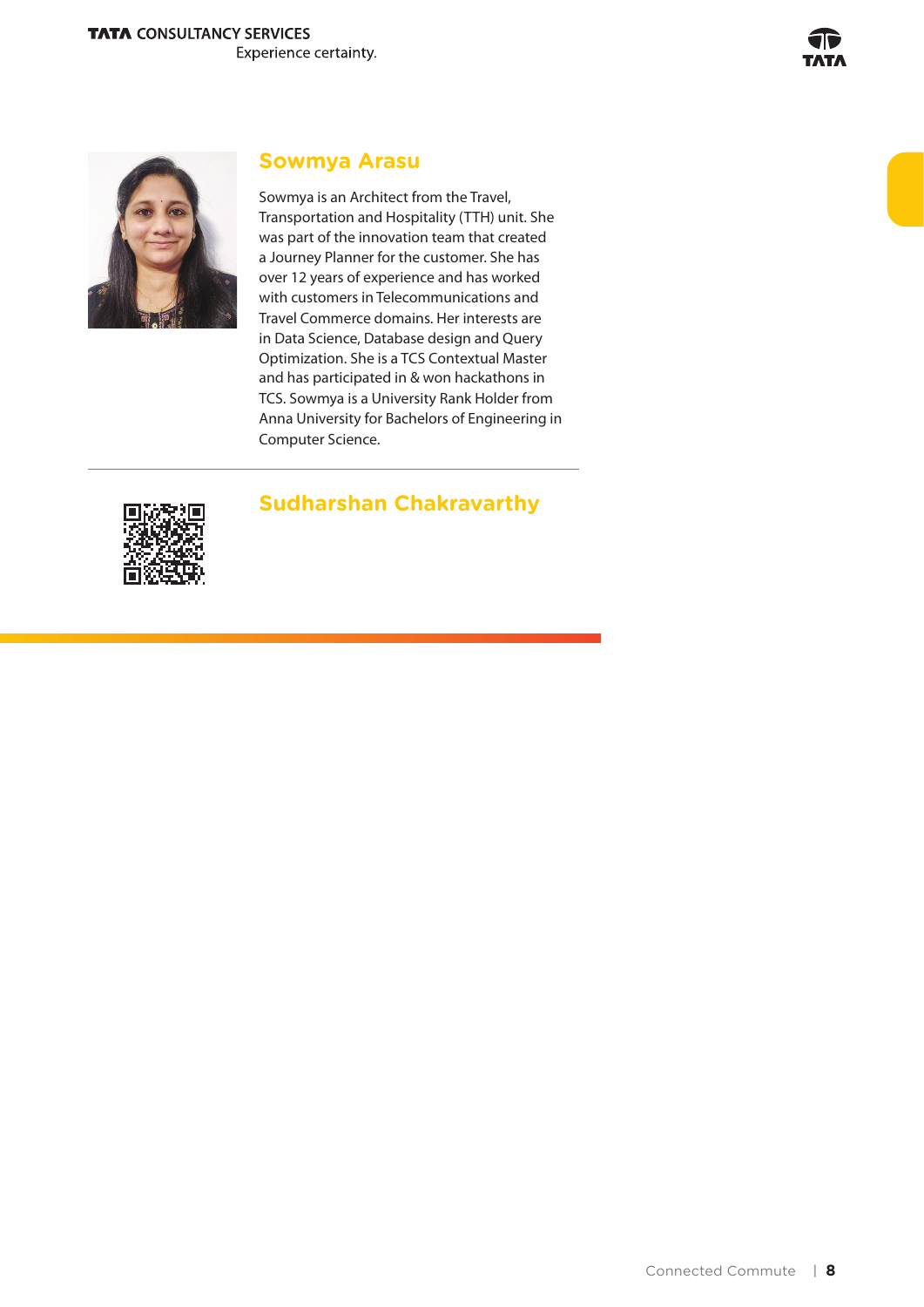## Sowmya Arasu

Sowmya is an Architect from the Travel, Transportation and Hospitality (TTH) unit. She was part of the innovation team that created a Journey Planner for the customer. She has over 12 years of experience and has worked with customers in Telecommunications and Travel Commerce domains. Her interests are in Data Science, Database design and Query Optimization. She is a TCS Contextual Master and has participated in & won hackathons in TCS. Sowmya is a University Rank Holder from Anna University for Bachelors of Engineering in Computer Science.

---

## Sudharshan Chakravarthy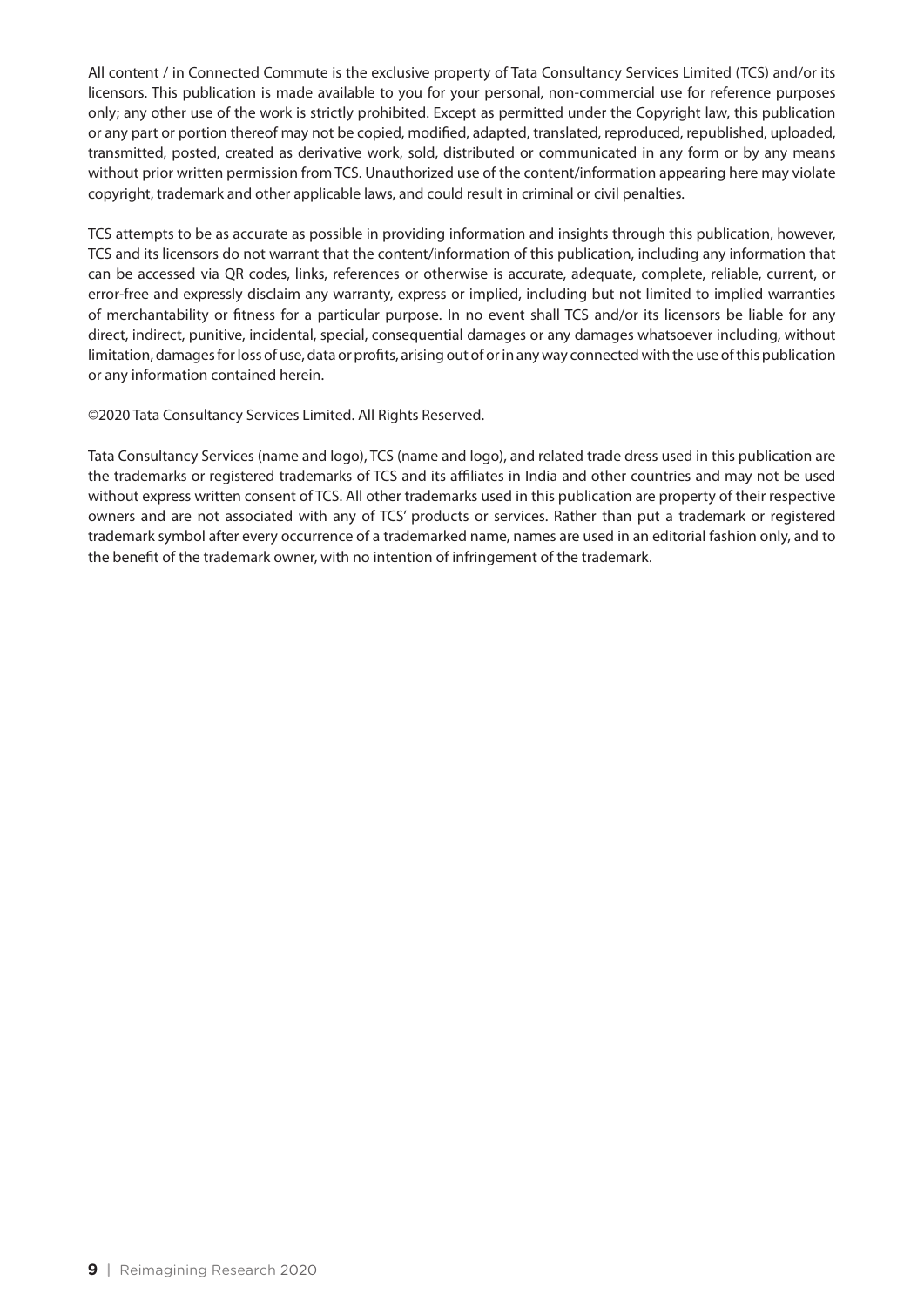All content / in Connected Commute is the exclusive property of Tata Consultancy Services Limited (TCS) and/or its licensors. This publication is made available to you for your personal, non-commercial use for reference purposes only; any other use of the work is strictly prohibited. Except as permitted under the Copyright law, this publication or any part or portion thereof may not be copied, modified, adapted, translated, reproduced, republished, uploaded, transmitted, posted, created as derivative work, sold, distributed or communicated in any form or by any means without prior written permission from TCS. Unauthorized use of the content/information appearing here may violate copyright, trademark and other applicable laws, and could result in criminal or civil penalties.

TCS attempts to be as accurate as possible in providing information and insights through this publication, however, TCS and its licensors do not warrant that the content/information of this publication, including any information that can be accessed via QR codes, links, references or otherwise is accurate, adequate, complete, reliable, current, or error-free and expressly disclaim any warranty, express or implied, including but not limited to implied warranties of merchantability or fitness for a particular purpose. In no event shall TCS and/or its licensors be liable for any direct, indirect, punitive, incidental, special, consequential damages or any damages whatsoever including, without limitation, damages for loss of use, data or profits, arising out of or in any way connected with the use of this publication or any information contained herein.

©2020 Tata Consultancy Services Limited. All Rights Reserved.

Tata Consultancy Services (name and logo), TCS (name and logo), and related trade dress used in this publication are the trademarks or registered trademarks of TCS and its affiliates in India and other countries and may not be used without express written consent of TCS. All other trademarks used in this publication are property of their respective owners and are not associated with any of TCS' products or services. Rather than put a trademark or registered trademark symbol after every occurrence of a trademarked name, names are used in an editorial fashion only, and to the benefit of the trademark owner, with no intention of infringement of the trademark.